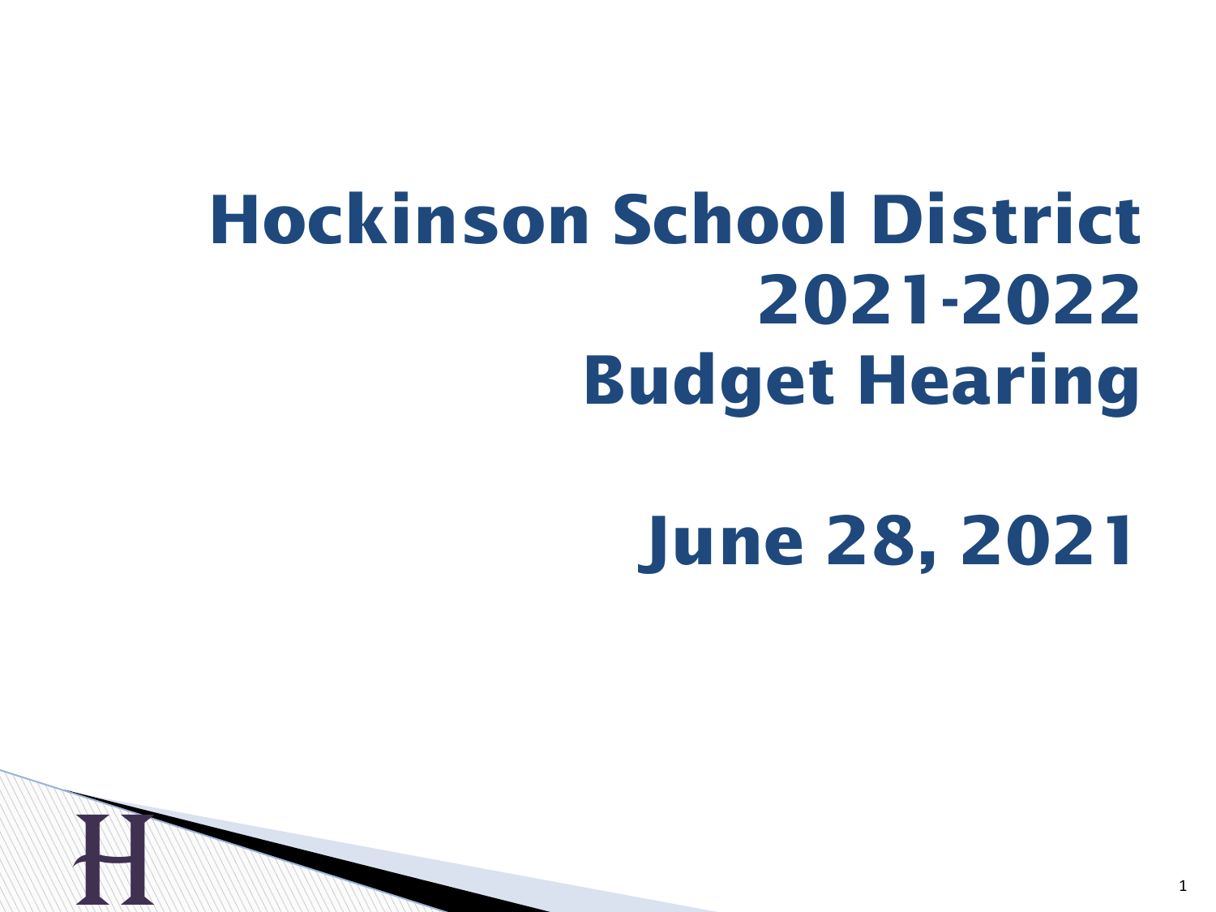# Hockinson School District 2021-2022 Budget Hearing

# June 28, 2021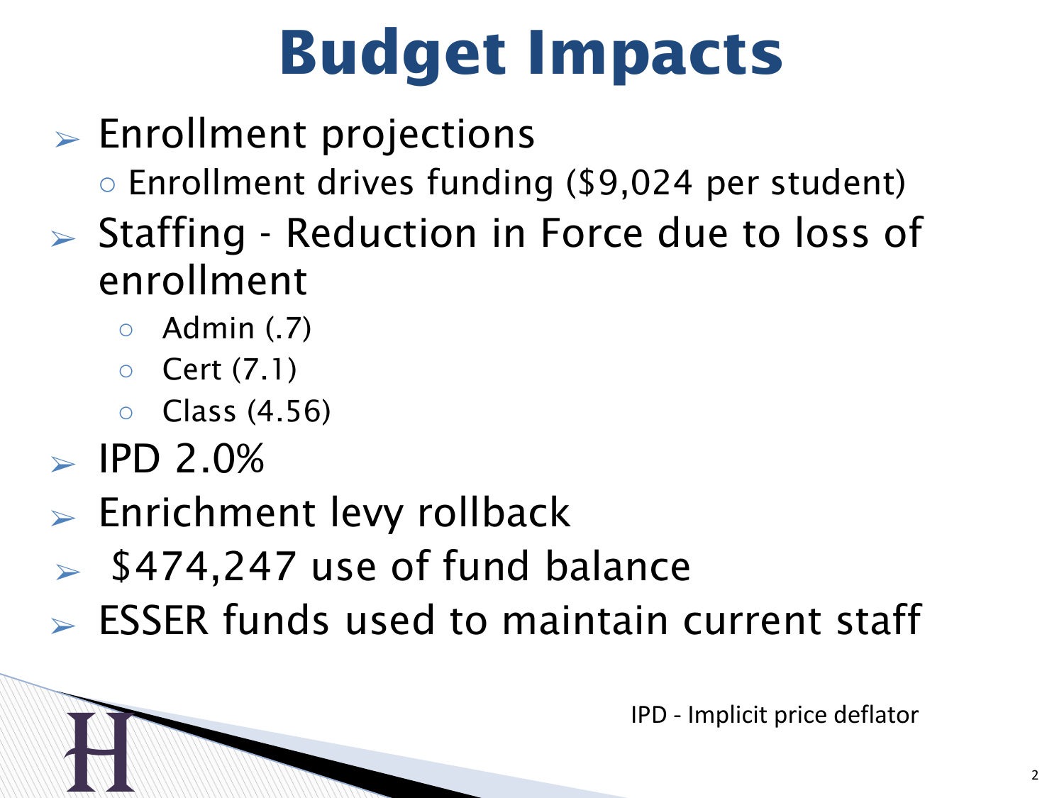# Budget Impacts

- Enrollment projections
  - Enrollment drives funding ($9,024 per student)
- Staffing - Reduction in Force due to loss of enrollment
  - Admin (.7)
  - Cert (7.1)
  - Class (4.56)
- IPD 2.0%
- Enrichment levy rollback
- $474,247 use of fund balance
- ESSER funds used to maintain current staff

IPD - Implicit price deflator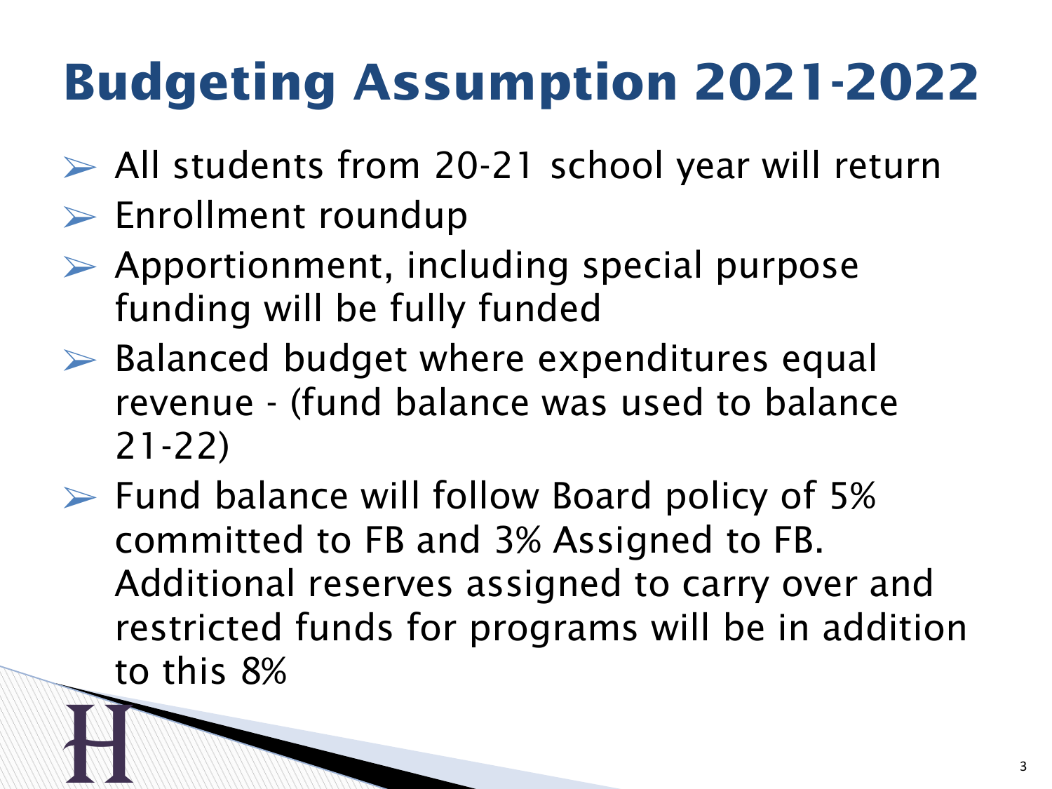# Budgeting Assumption 2021-2022

- All students from 20-21 school year will return
- Enrollment roundup
- Apportionment, including special purpose funding will be fully funded
- Balanced budget where expenditures equal revenue - (fund balance was used to balance 21-22)
- Fund balance will follow Board policy of 5% committed to FB and 3% Assigned to FB. Additional reserves assigned to carry over and restricted funds for programs will be in addition to this 8%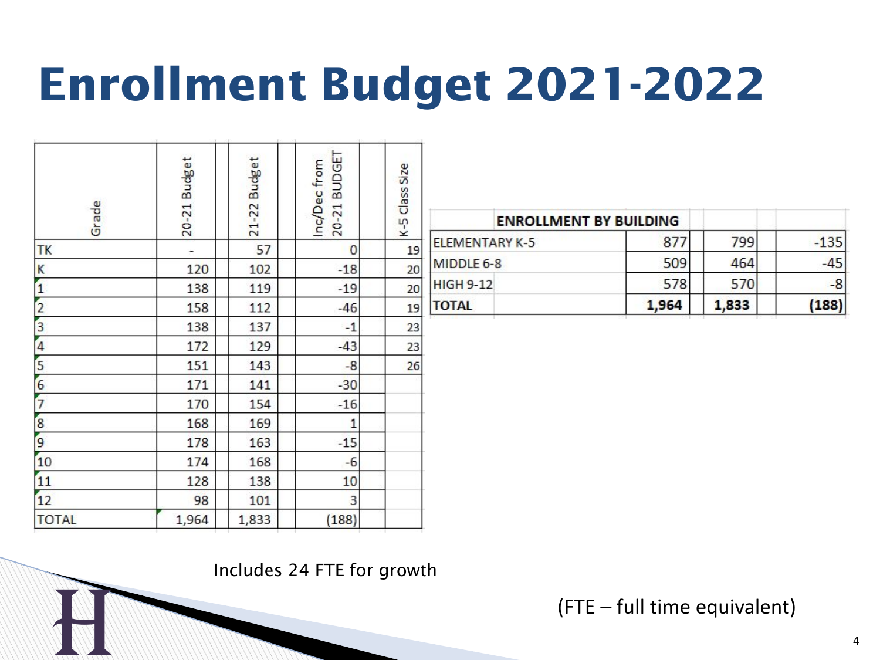# Enrollment Budget 2021-2022

| Grade | 20-21 Budget | 21-22 Budget | Inc/Dec from 20-21 BUDGET | K-5 Class Size |
|---|---|---|---|---|
| TK | - | 57 | 0 | 19 |
| K | 120 | 102 | -18 | 20 |
| 1 | 138 | 119 | -19 | 20 |
| 2 | 158 | 112 | -46 | 19 |
| 3 | 138 | 137 | -1 | 23 |
| 4 | 172 | 129 | -43 | 23 |
| 5 | 151 | 143 | -8 | 26 |
| 6 | 171 | 141 | -30 | |
| 7 | 170 | 154 | -16 | |
| 8 | 168 | 169 | 1 | |
| 9 | 178 | 163 | -15 | |
| 10 | 174 | 168 | -6 | |
| 11 | 128 | 138 | 10 | |
| 12 | 98 | 101 | 3 | |
| TOTAL | 1,964 | 1,833 | (188) | |

| ENROLLMENT BY BUILDING | | | |
|---|---|---|---|
| ELEMENTARY K-5 | 877 | 799 | -135 |
| MIDDLE 6-8 | 509 | 464 | -45 |
| HIGH 9-12 | 578 | 570 | -8 |
| **TOTAL** | **1,964** | **1,833** | **(188)** |

Includes 24 FTE for growth

(FTE – full time equivalent)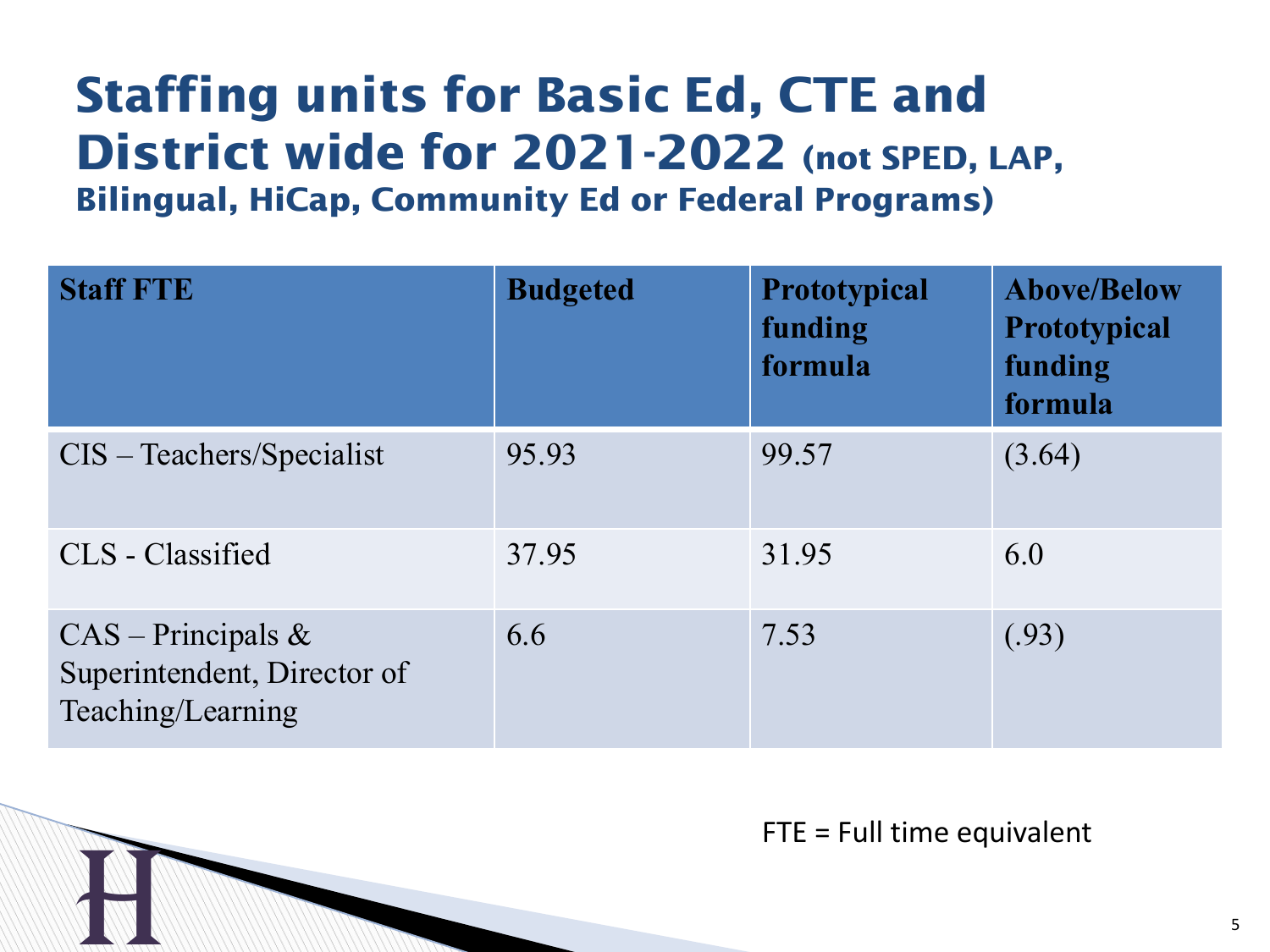# Staffing units for Basic Ed, CTE and District wide for 2021-2022 (not SPED, LAP, Bilingual, HiCap, Community Ed or Federal Programs)

| Staff FTE | Budgeted | Prototypical funding formula | Above/Below Prototypical funding formula |
|---|---|---|---|
| CIS – Teachers/Specialist | 95.93 | 99.57 | (3.64) |
| CLS - Classified | 37.95 | 31.95 | 6.0 |
| CAS – Principals & Superintendent, Director of Teaching/Learning | 6.6 | 7.53 | (.93) |

FTE = Full time equivalent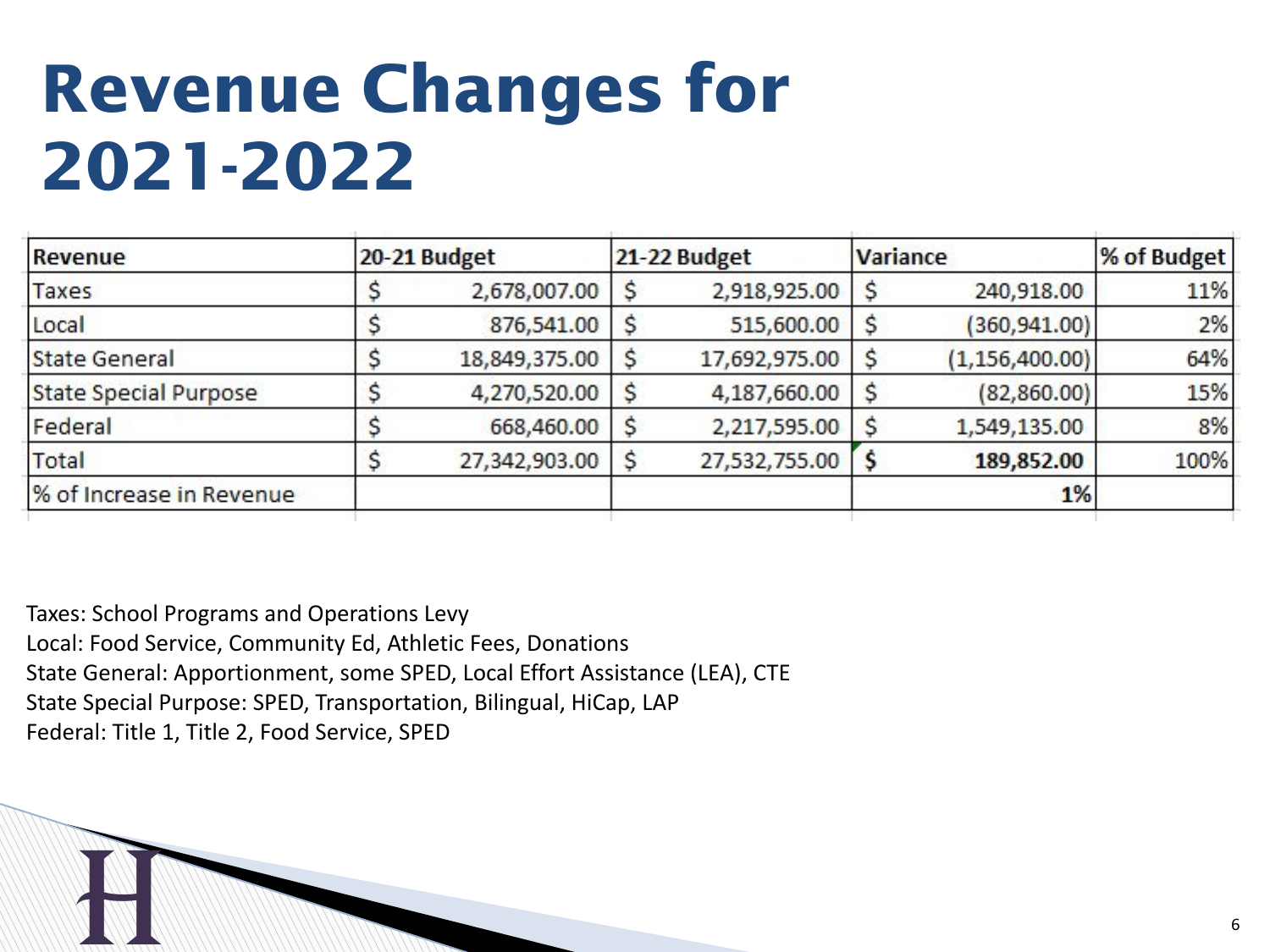# Revenue Changes for 2021-2022

| Revenue | 20-21 Budget | 21-22 Budget | Variance | % of Budget |
|---|---|---|---|---|
| Taxes | $ 2,678,007.00 | $ 2,918,925.00 | $ 240,918.00 | 11% |
| Local | $ 876,541.00 | $ 515,600.00 | $ (360,941.00) | 2% |
| State General | $ 18,849,375.00 | $ 17,692,975.00 | $ (1,156,400.00) | 64% |
| State Special Purpose | $ 4,270,520.00 | $ 4,187,660.00 | $ (82,860.00) | 15% |
| Federal | $ 668,460.00 | $ 2,217,595.00 | $ 1,549,135.00 | 8% |
| Total | $ 27,342,903.00 | $ 27,532,755.00 | **$ 189,852.00** | 100% |
| % of Increase in Revenue | | | **1%** | |

Taxes: School Programs and Operations Levy
Local: Food Service, Community Ed, Athletic Fees, Donations
State General: Apportionment, some SPED, Local Effort Assistance (LEA), CTE
State Special Purpose: SPED, Transportation, Bilingual, HiCap, LAP
Federal: Title 1, Title 2, Food Service, SPED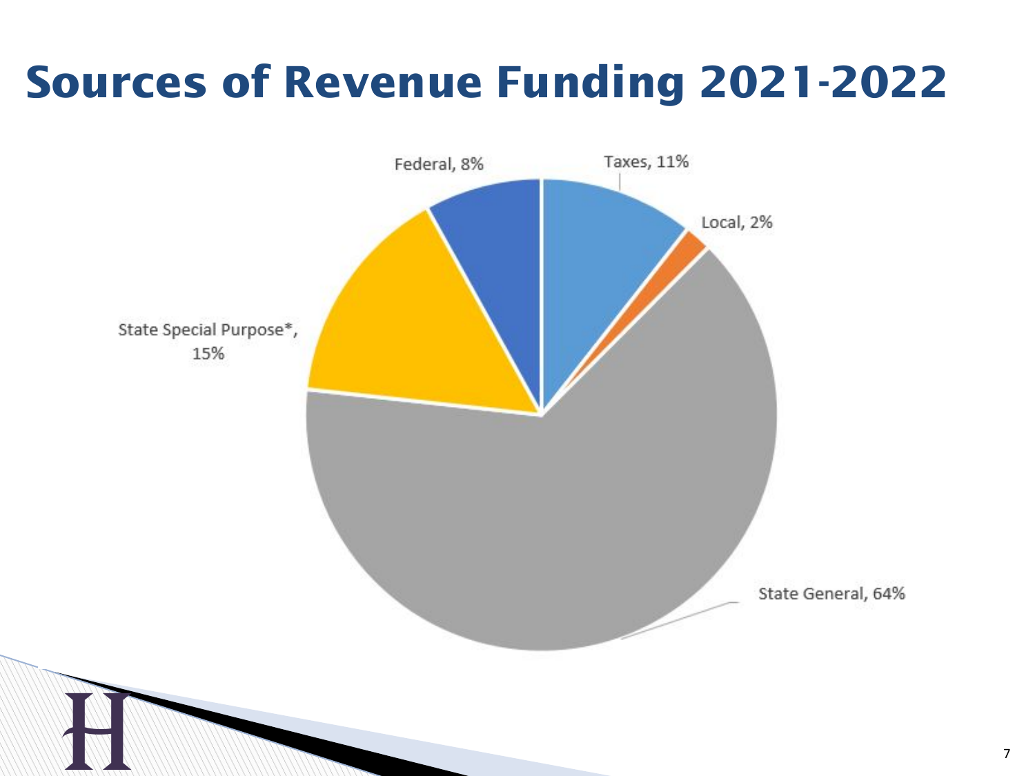# Sources of Revenue Funding 2021-2022

Federal, 8%

Taxes, 11%

Local, 2%

State Special Purpose*, 15%

State General, 64%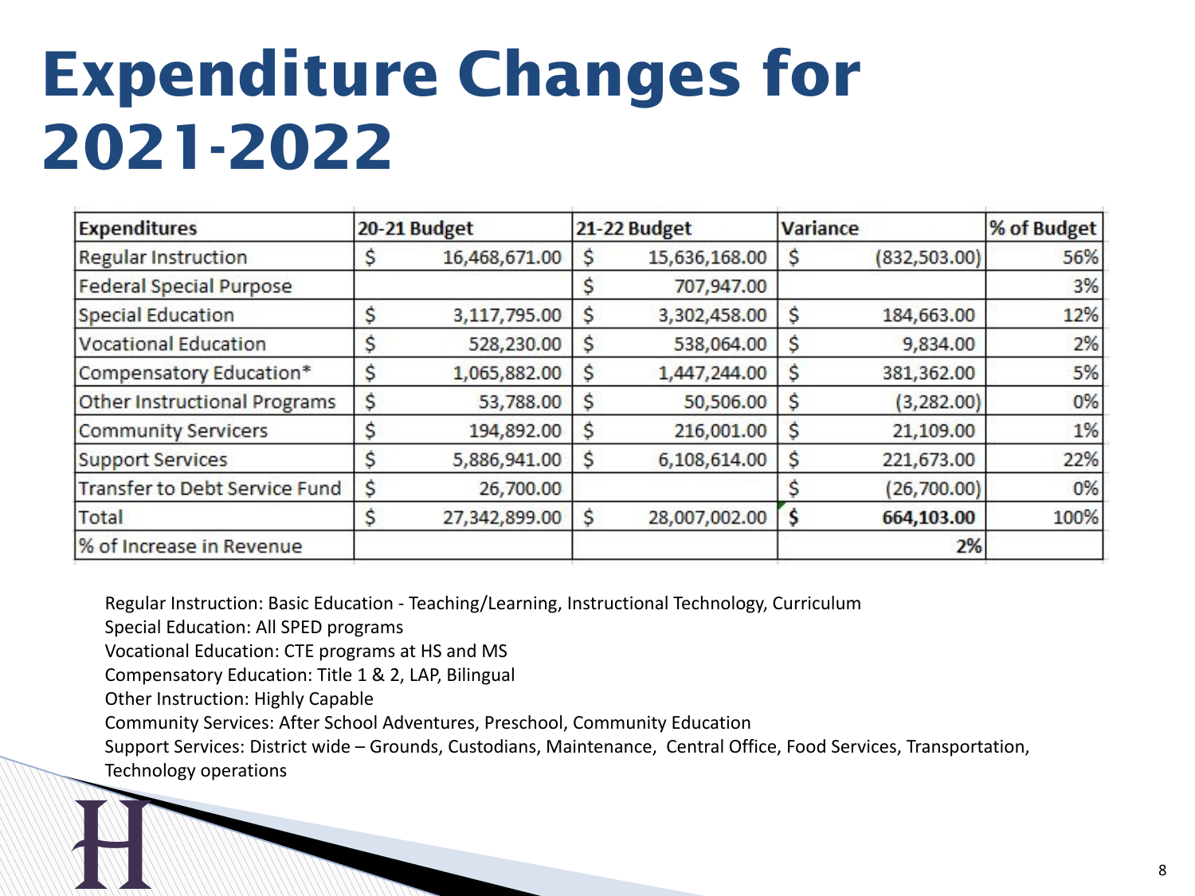# Expenditure Changes for 2021-2022

| Expenditures | 20-21 Budget | 21-22 Budget | Variance | % of Budget |
|---|---|---|---|---|
| Regular Instruction | $ 16,468,671.00 | $ 15,636,168.00 | $ (832,503.00) | 56% |
| Federal Special Purpose | | $ 707,947.00 | | 3% |
| Special Education | $ 3,117,795.00 | $ 3,302,458.00 | $ 184,663.00 | 12% |
| Vocational Education | $ 528,230.00 | $ 538,064.00 | $ 9,834.00 | 2% |
| Compensatory Education* | $ 1,065,882.00 | $ 1,447,244.00 | $ 381,362.00 | 5% |
| Other Instructional Programs | $ 53,788.00 | $ 50,506.00 | $ (3,282.00) | 0% |
| Community Servicers | $ 194,892.00 | $ 216,001.00 | $ 21,109.00 | 1% |
| Support Services | $ 5,886,941.00 | $ 6,108,614.00 | $ 221,673.00 | 22% |
| Transfer to Debt Service Fund | $ 26,700.00 | | $ (26,700.00) | 0% |
| Total | $ 27,342,899.00 | $ 28,007,002.00 | **$ 664,103.00** | 100% |
| % of Increase in Revenue | | | **2%** | |

Regular Instruction: Basic Education - Teaching/Learning, Instructional Technology, Curriculum
Special Education: All SPED programs
Vocational Education: CTE programs at HS and MS
Compensatory Education: Title 1 & 2, LAP, Bilingual
Other Instruction: Highly Capable
Community Services: After School Adventures, Preschool, Community Education
Support Services: District wide – Grounds, Custodians, Maintenance, Central Office, Food Services, Transportation, Technology operations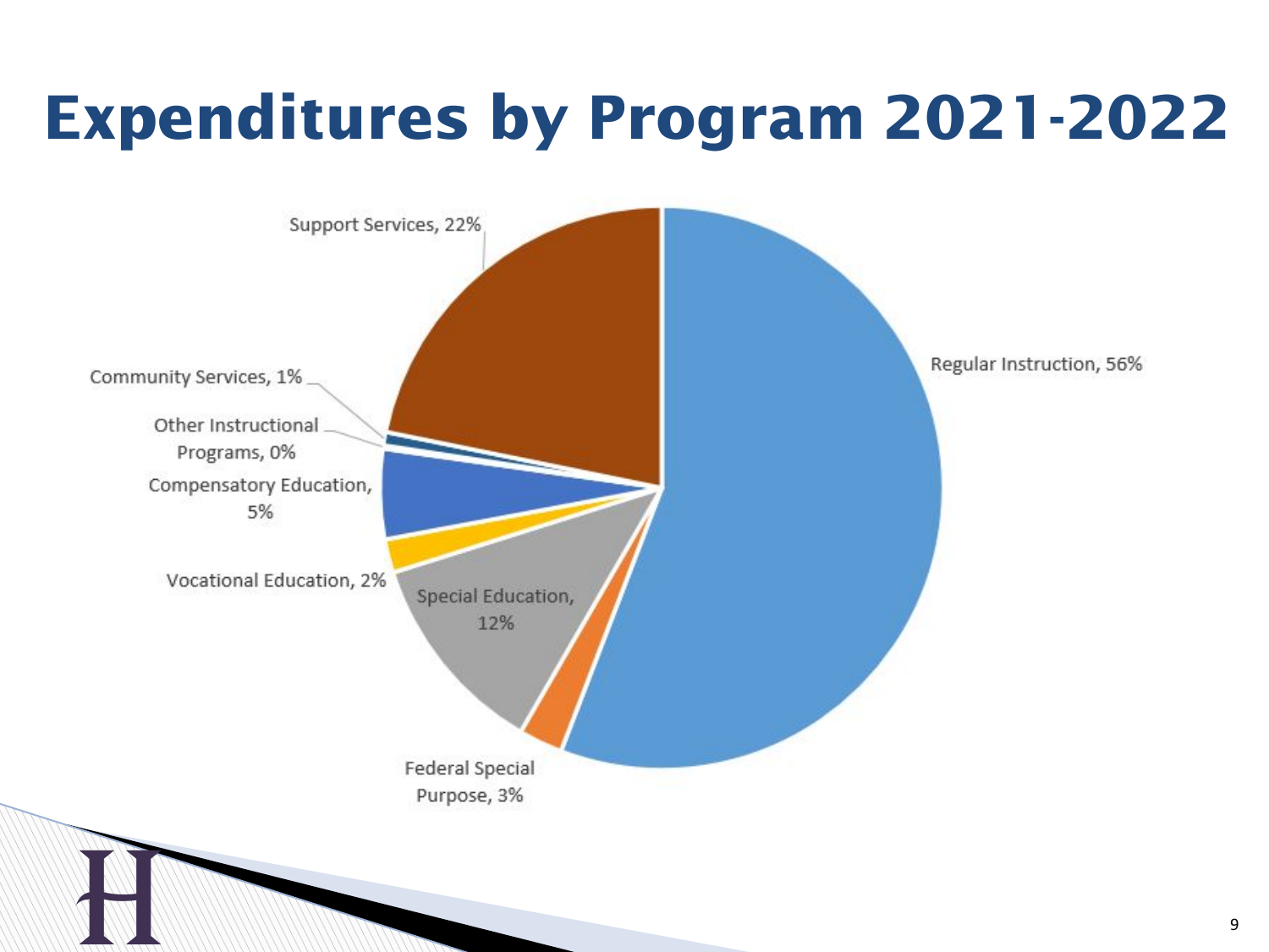# Expenditures by Program 2021-2022

- Regular Instruction, 56%
- Support Services, 22%
- Special Education, 12%
- Compensatory Education, 5%
- Federal Special Purpose, 3%
- Vocational Education, 2%
- Community Services, 1%
- Other Instructional Programs, 0%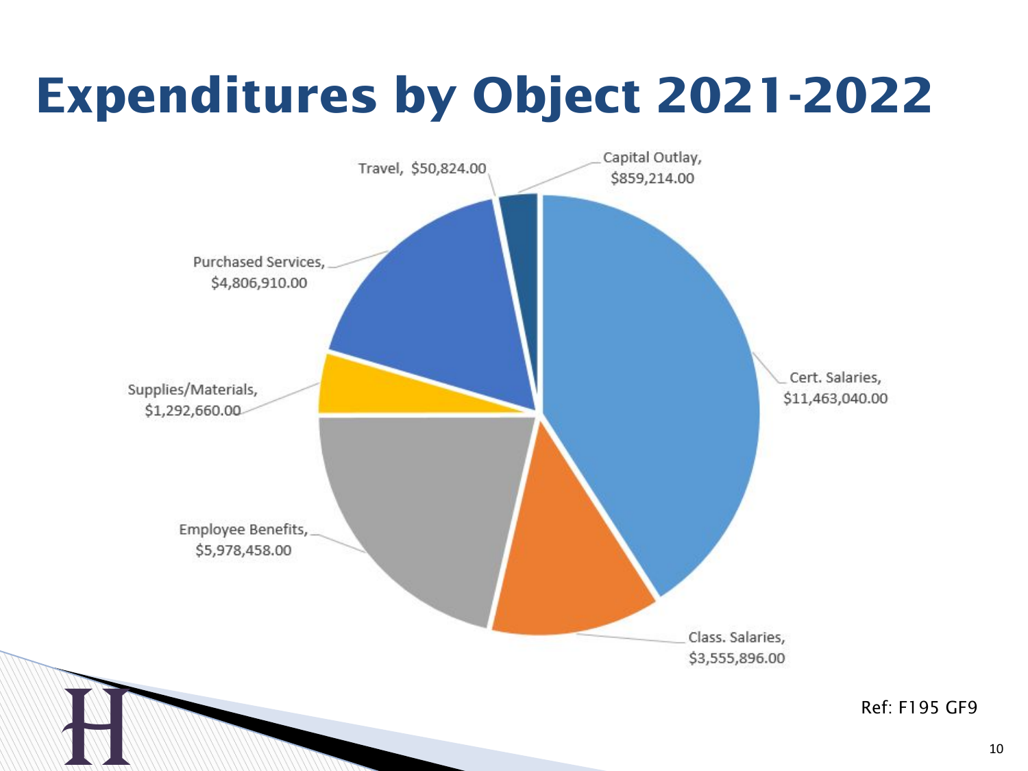# Expenditures by Object 2021-2022

Travel, $50,824.00

Capital Outlay, $859,214.00

Purchased Services, $4,806,910.00

Supplies/Materials, $1,292,660.00

Employee Benefits, $5,978,458.00

Cert. Salaries, $11,463,040.00

Class. Salaries, $3,555,896.00

Ref: F195 GF9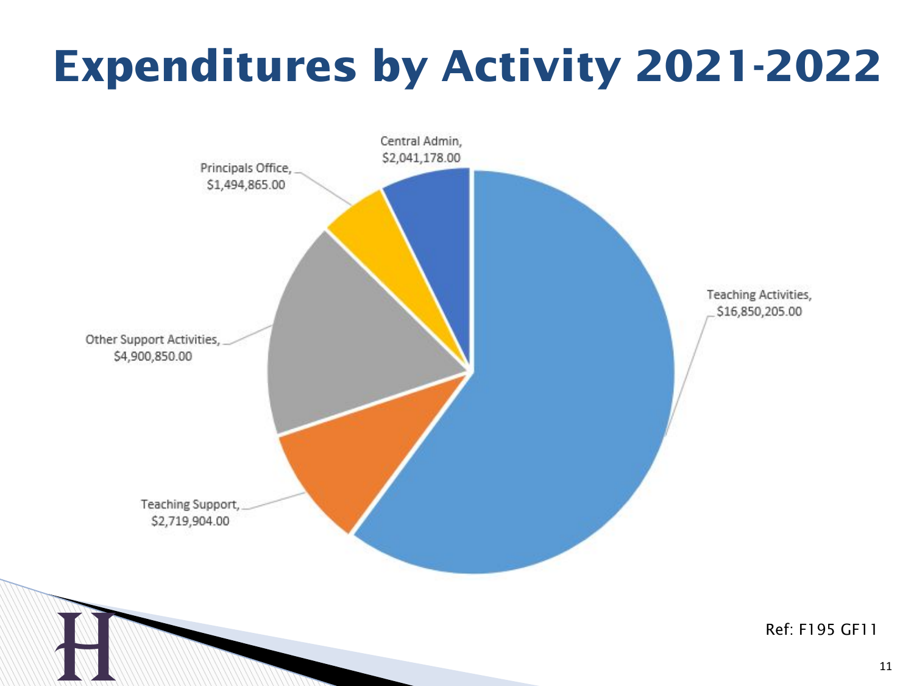# Expenditures by Activity 2021-2022

Central Admin, $2,041,178.00

Principals Office, $1,494,865.00

Teaching Activities, $16,850,205.00

Other Support Activities, $4,900,850.00

Teaching Support, $2,719,904.00

Ref: F195 GF11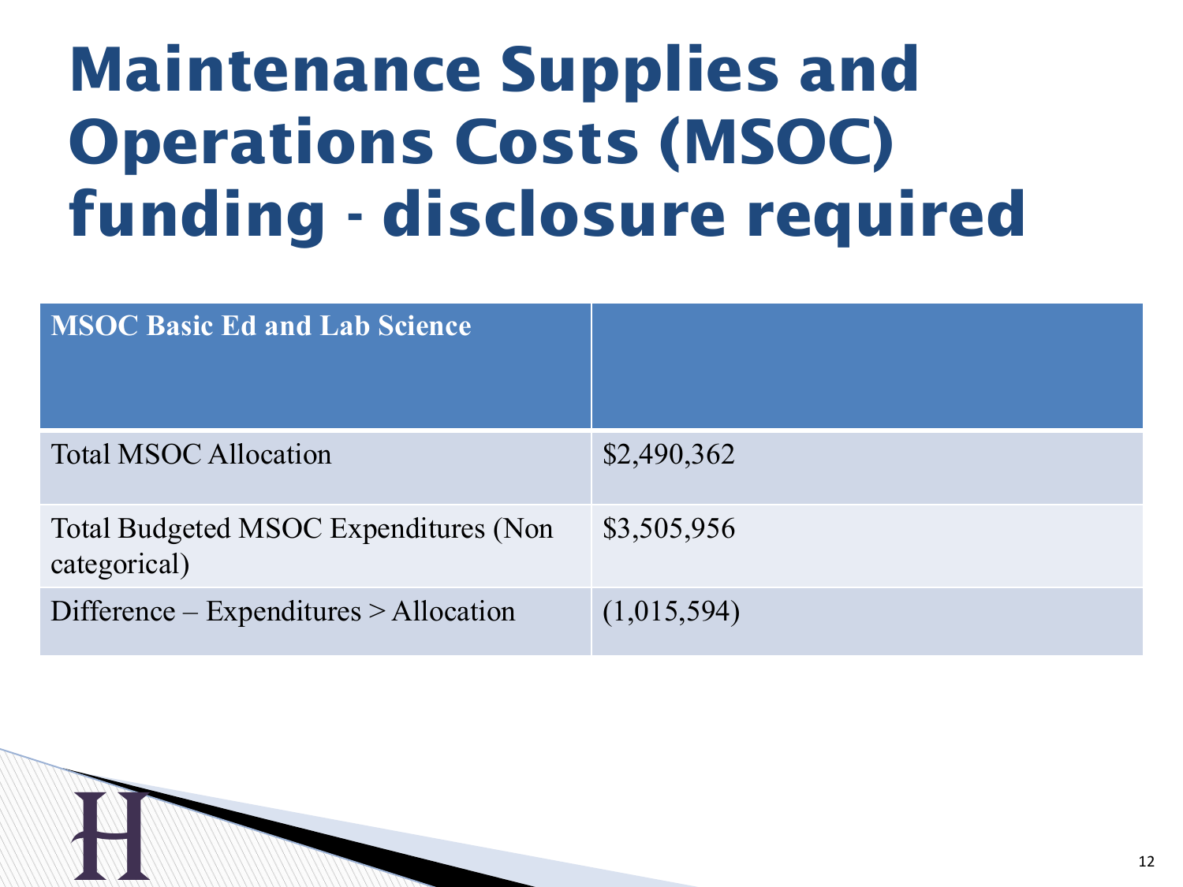# Maintenance Supplies and Operations Costs (MSOC) funding - disclosure required

| MSOC Basic Ed and Lab Science | |
|---|---|
| Total MSOC Allocation | $2,490,362 |
| Total Budgeted MSOC Expenditures (Non categorical) | $3,505,956 |
| Difference – Expenditures > Allocation | (1,015,594) |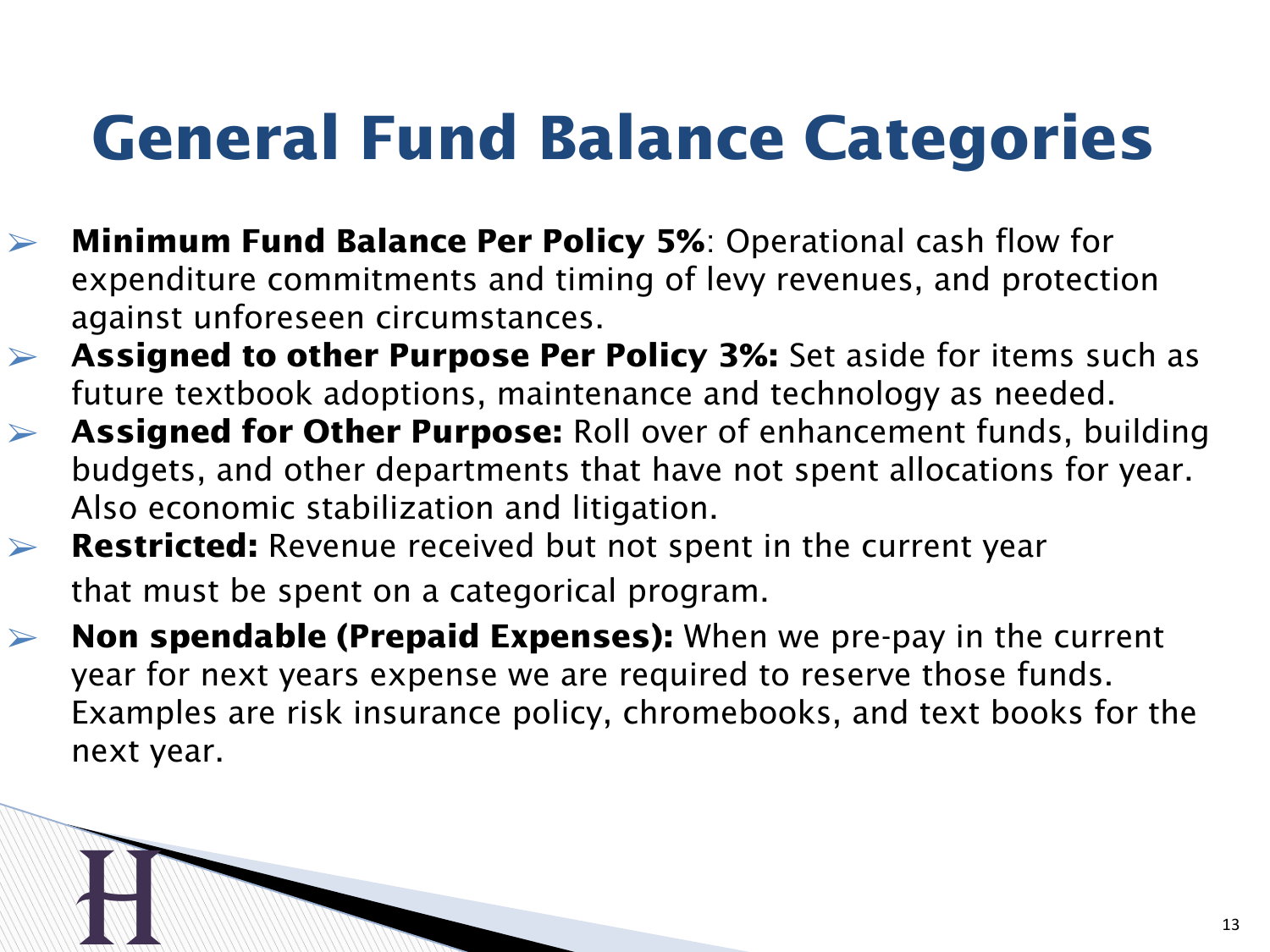# General Fund Balance Categories

- **Minimum Fund Balance Per Policy 5%**: Operational cash flow for expenditure commitments and timing of levy revenues, and protection against unforeseen circumstances.
- **Assigned to other Purpose Per Policy 3%:** Set aside for items such as future textbook adoptions, maintenance and technology as needed.
- **Assigned for Other Purpose:** Roll over of enhancement funds, building budgets, and other departments that have not spent allocations for year. Also economic stabilization and litigation.
- **Restricted:** Revenue received but not spent in the current year that must be spent on a categorical program.
- **Non spendable (Prepaid Expenses):** When we pre-pay in the current year for next years expense we are required to reserve those funds. Examples are risk insurance policy, chromebooks, and text books for the next year.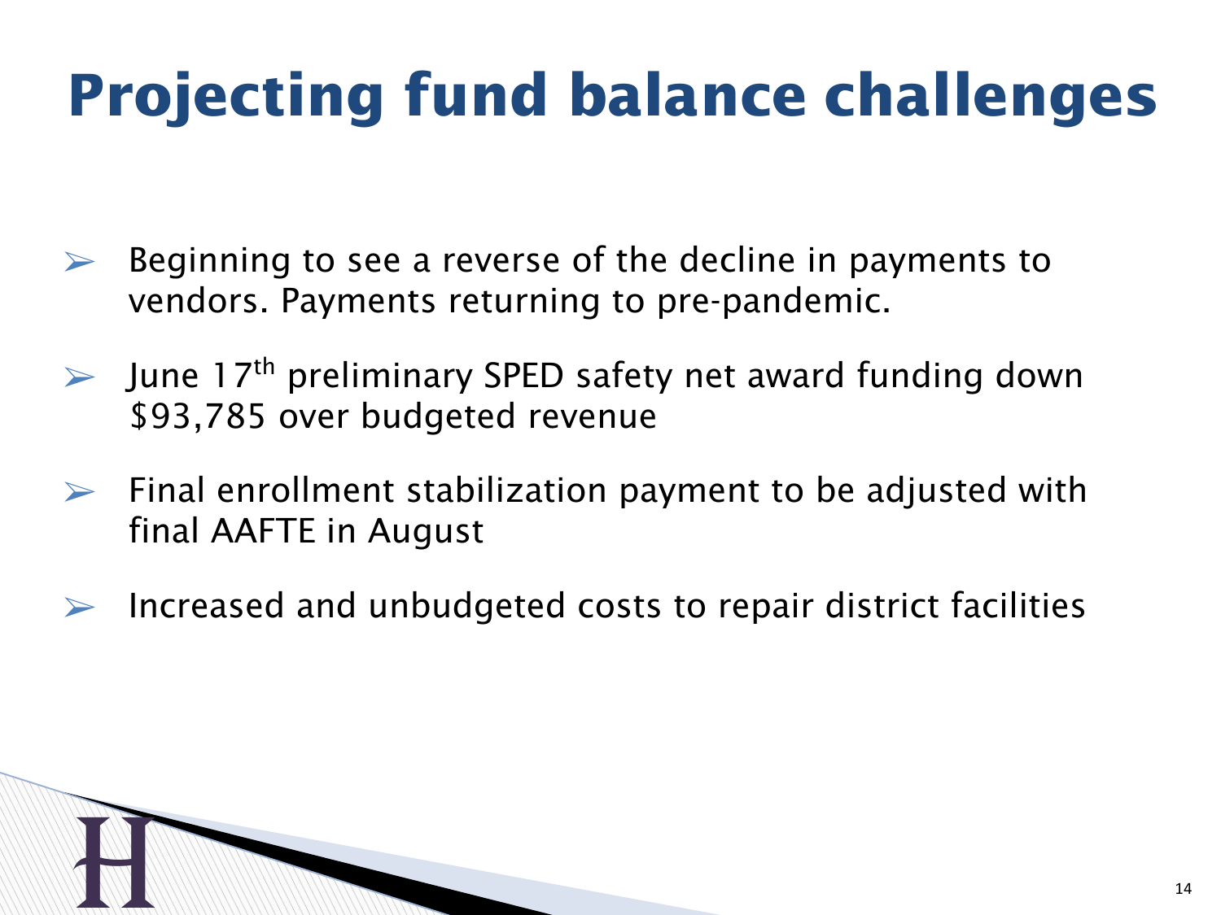# Projecting fund balance challenges

- Beginning to see a reverse of the decline in payments to vendors. Payments returning to pre-pandemic.
- June 17th preliminary SPED safety net award funding down $93,785 over budgeted revenue
- Final enrollment stabilization payment to be adjusted with final AAFTE in August
- Increased and unbudgeted costs to repair district facilities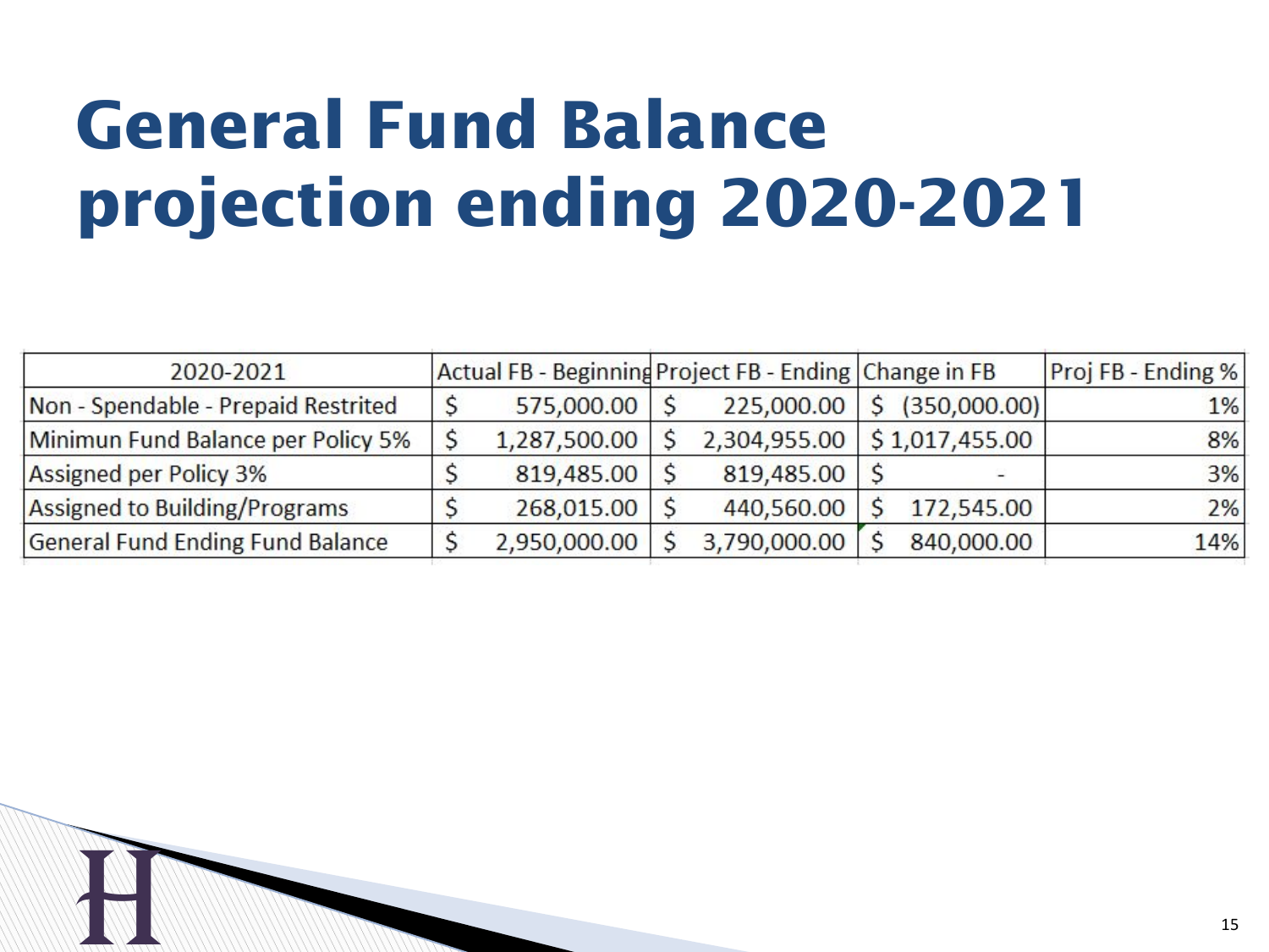# General Fund Balance projection ending 2020-2021

| 2020-2021 | Actual FB - Beginning | Project FB - Ending | Change in FB | Proj FB - Ending % |
|---|---|---|---|---|
| Non - Spendable - Prepaid Restrited | $ 575,000.00 | $ 225,000.00 | $ (350,000.00) | 1% |
| Minimun Fund Balance per Policy 5% | $ 1,287,500.00 | $ 2,304,955.00 | $ 1,017,455.00 | 8% |
| Assigned per Policy 3% | $ 819,485.00 | $ 819,485.00 | $ - | 3% |
| Assigned to Building/Programs | $ 268,015.00 | $ 440,560.00 | $ 172,545.00 | 2% |
| General Fund Ending Fund Balance | $ 2,950,000.00 | $ 3,790,000.00 | $ 840,000.00 | 14% |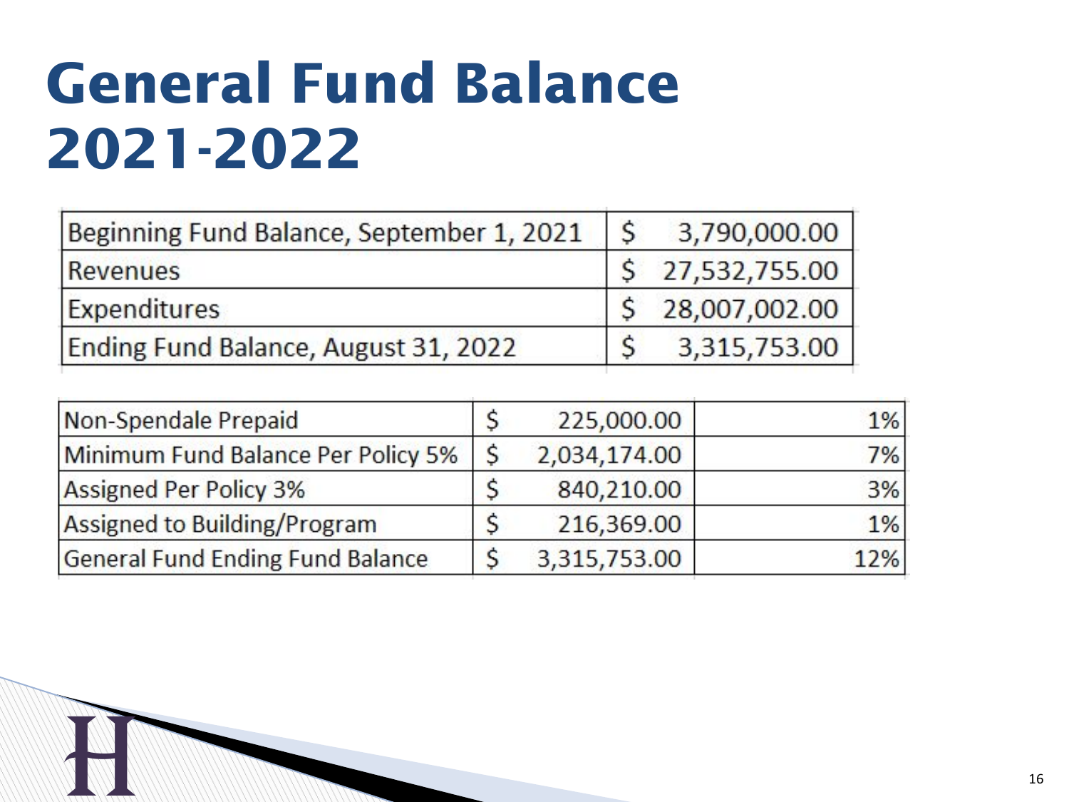# General Fund Balance 2021-2022

| | |
|---|---|
| Beginning Fund Balance, September 1, 2021 | $ 3,790,000.00 |
| Revenues | $ 27,532,755.00 |
| Expenditures | $ 28,007,002.00 |
| Ending Fund Balance, August 31, 2022 | $ 3,315,753.00 |

| | | |
|---|---|---|
| Non-Spendale Prepaid | $ 225,000.00 | 1% |
| Minimum Fund Balance Per Policy 5% | $ 2,034,174.00 | 7% |
| Assigned Per Policy 3% | $ 840,210.00 | 3% |
| Assigned to Building/Program | $ 216,369.00 | 1% |
| General Fund Ending Fund Balance | $ 3,315,753.00 | 12% |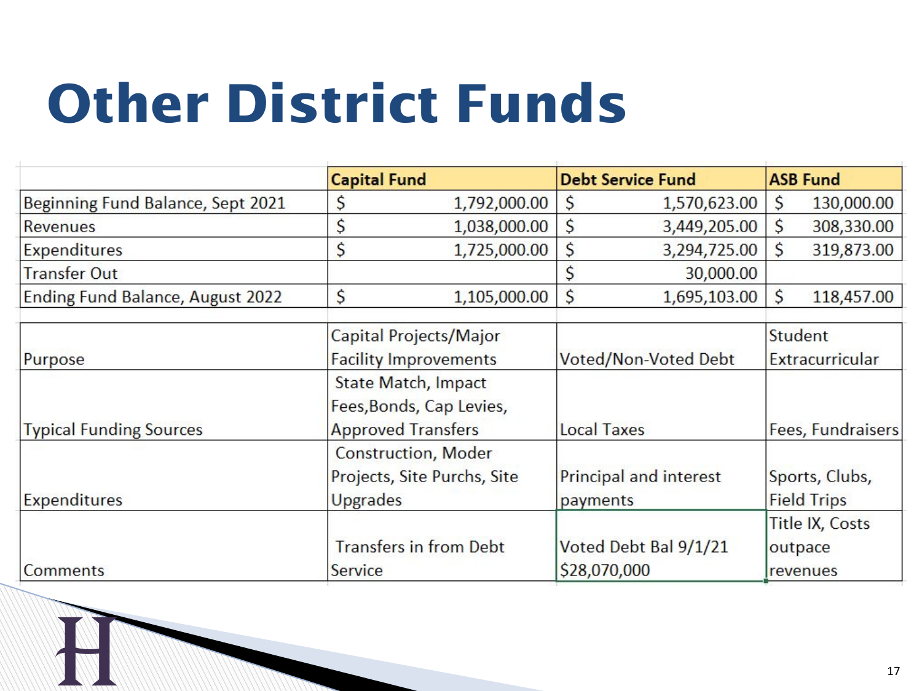# Other District Funds

| | Capital Fund | Debt Service Fund | ASB Fund |
|---|---|---|---|
| Beginning Fund Balance, Sept 2021 | $ 1,792,000.00 | $ 1,570,623.00 | $ 130,000.00 |
| Revenues | $ 1,038,000.00 | $ 3,449,205.00 | $ 308,330.00 |
| Expenditures | $ 1,725,000.00 | $ 3,294,725.00 | $ 319,873.00 |
| Transfer Out | | $ 30,000.00 | |
| Ending Fund Balance, August 2022 | $ 1,105,000.00 | $ 1,695,103.00 | $ 118,457.00 |
| | | | |
| Purpose | Capital Projects/Major Facility Improvements | Voted/Non-Voted Debt | Student Extracurricular |
| Typical Funding Sources | State Match, Impact Fees,Bonds, Cap Levies, Approved Transfers | Local Taxes | Fees, Fundraisers |
| Expenditures | Construction, Moder Projects, Site Purchs, Site Upgrades | Principal and interest payments | Sports, Clubs, Field Trips |
| Comments | Transfers in from Debt Service | Voted Debt Bal 9/1/21 $28,070,000 | Title IX, Costs outpace revenues |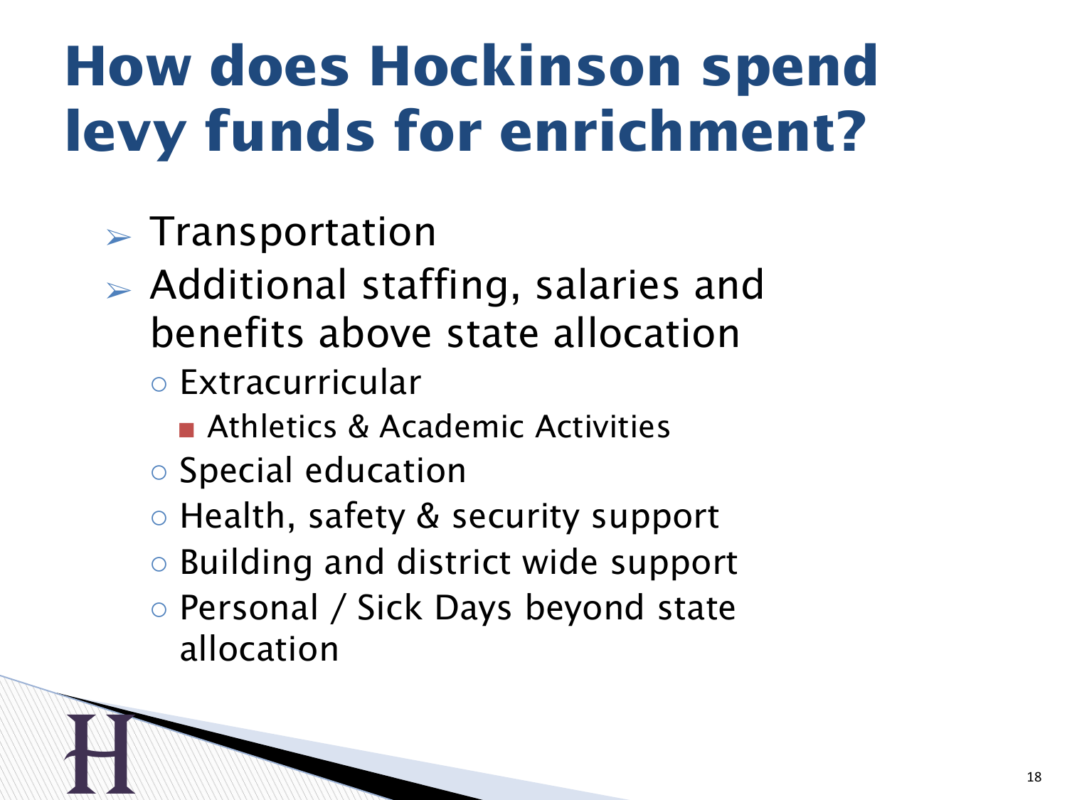# How does Hockinson spend levy funds for enrichment?

- Transportation
- Additional staffing, salaries and benefits above state allocation
  - Extracurricular
    - Athletics & Academic Activities
  - Special education
  - Health, safety & security support
  - Building and district wide support
  - Personal / Sick Days beyond state allocation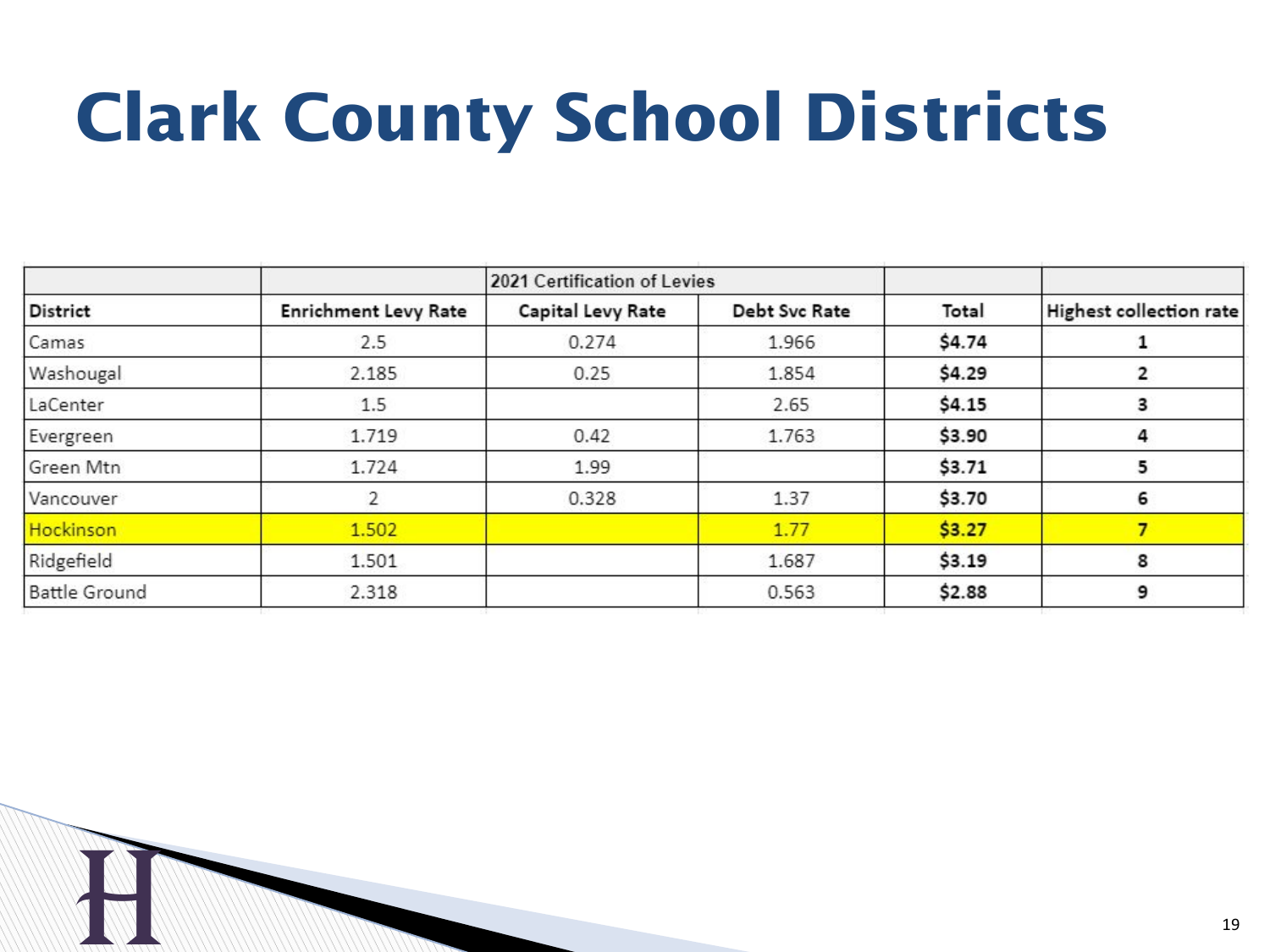# Clark County School Districts

| | 2021 Certification of Levies | | | | |
|---|---|---|---|---|---|
| **District** | **Enrichment Levy Rate** | **Capital Levy Rate** | **Debt Svc Rate** | **Total** | **Highest collection rate** |
| Camas | 2.5 | 0.274 | 1.966 | **$4.74** | **1** |
| Washougal | 2.185 | 0.25 | 1.854 | **$4.29** | **2** |
| LaCenter | 1.5 | | 2.65 | **$4.15** | **3** |
| Evergreen | 1.719 | 0.42 | 1.763 | **$3.90** | **4** |
| Green Mtn | 1.724 | 1.99 | | **$3.71** | **5** |
| Vancouver | 2 | 0.328 | 1.37 | **$3.70** | **6** |
| Hockinson | 1.502 | | 1.77 | **$3.27** | **7** |
| Ridgefield | 1.501 | | 1.687 | **$3.19** | **8** |
| Battle Ground | 2.318 | | 0.563 | **$2.88** | **9** |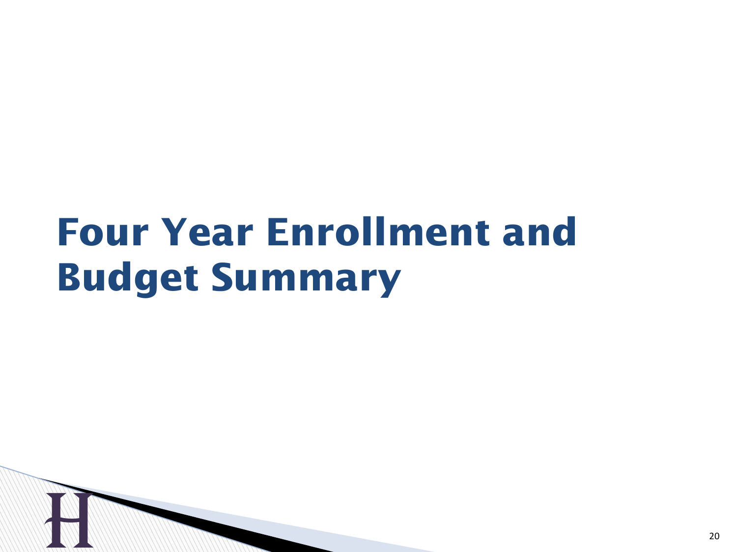# Four Year Enrollment and Budget Summary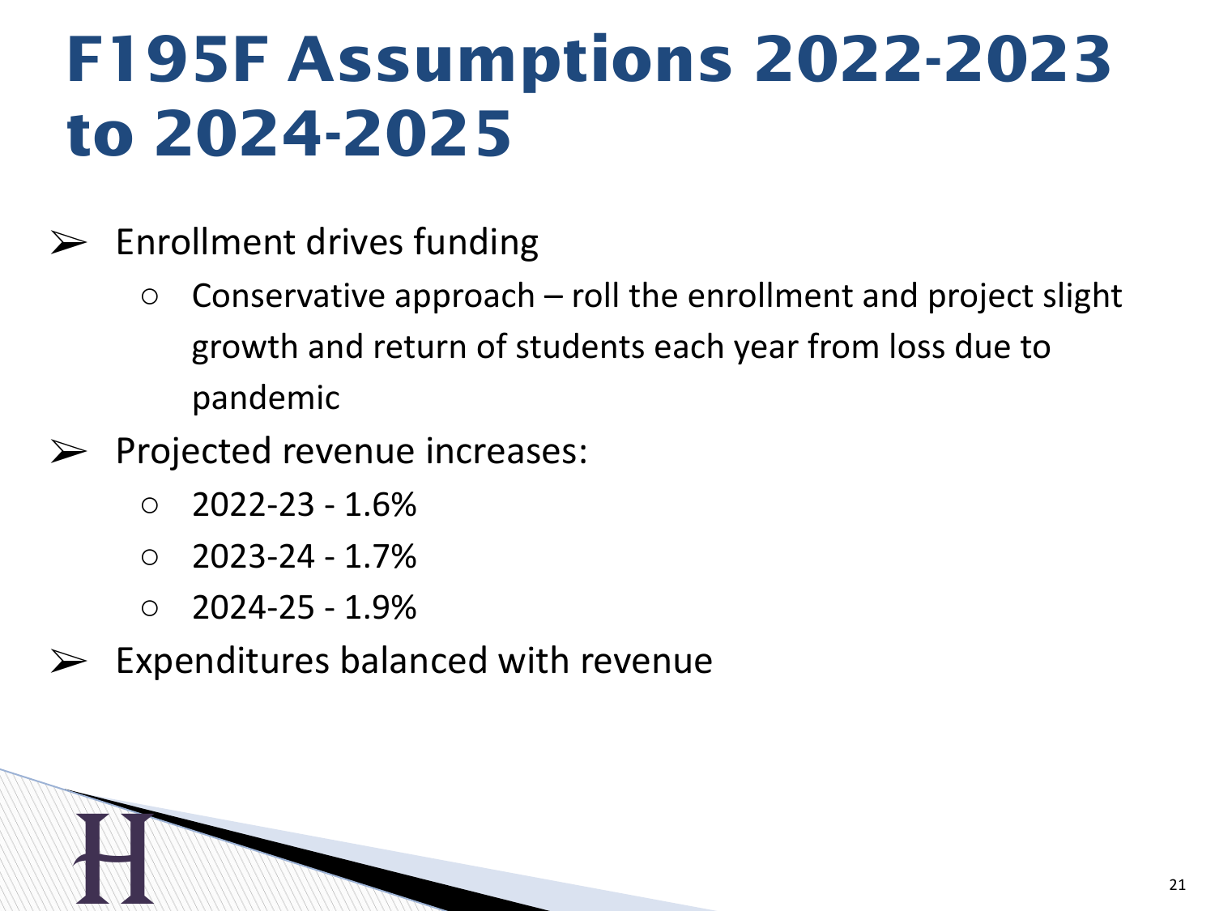# F195F Assumptions 2022-2023 to 2024-2025

- Enrollment drives funding
  - Conservative approach – roll the enrollment and project slight growth and return of students each year from loss due to pandemic
- Projected revenue increases:
  - 2022-23 - 1.6%
  - 2023-24 - 1.7%
  - 2024-25 - 1.9%
- Expenditures balanced with revenue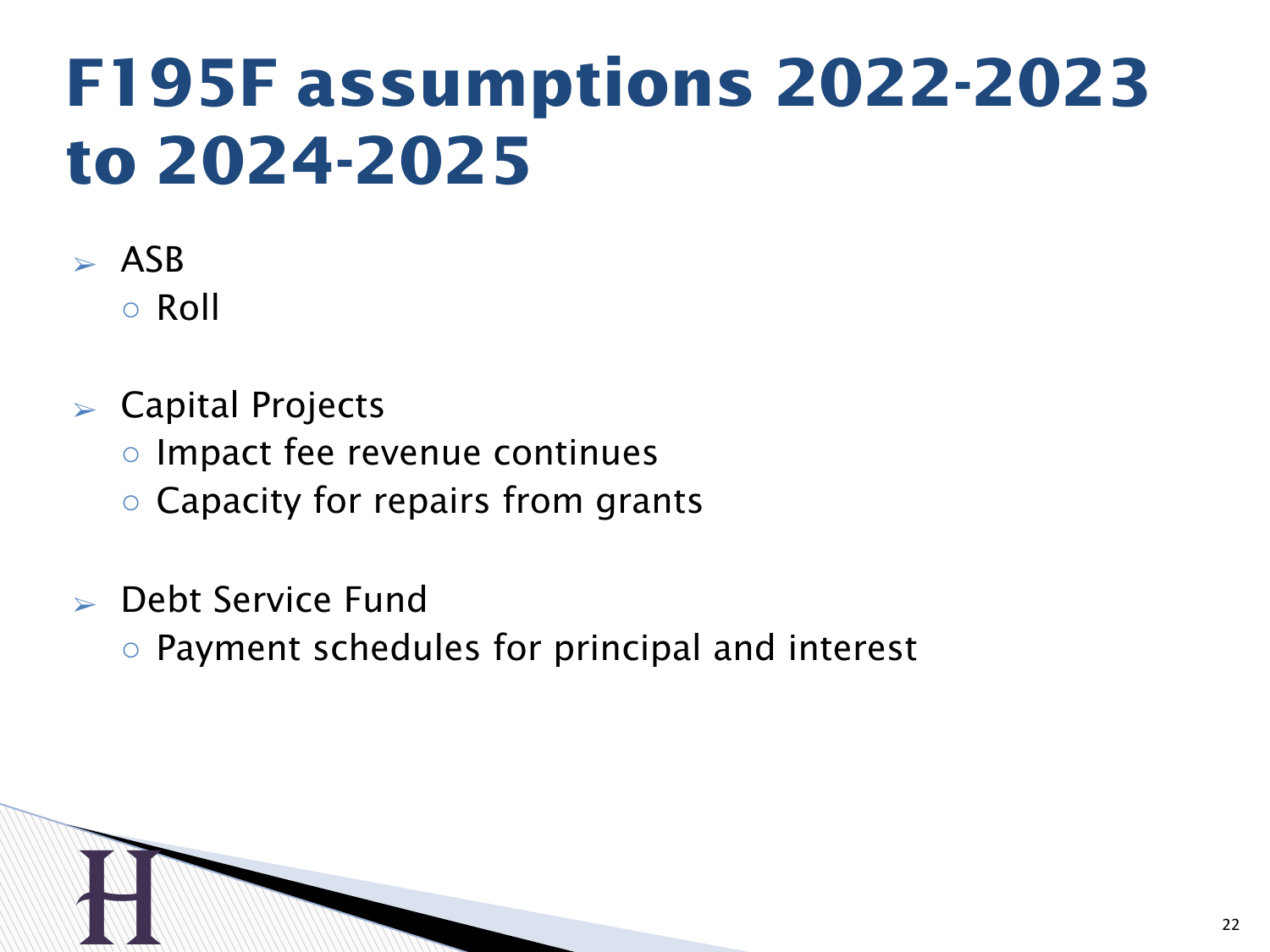# F195F assumptions 2022-2023 to 2024-2025

- ASB
  - Roll

- Capital Projects
  - Impact fee revenue continues
  - Capacity for repairs from grants

- Debt Service Fund
  - Payment schedules for principal and interest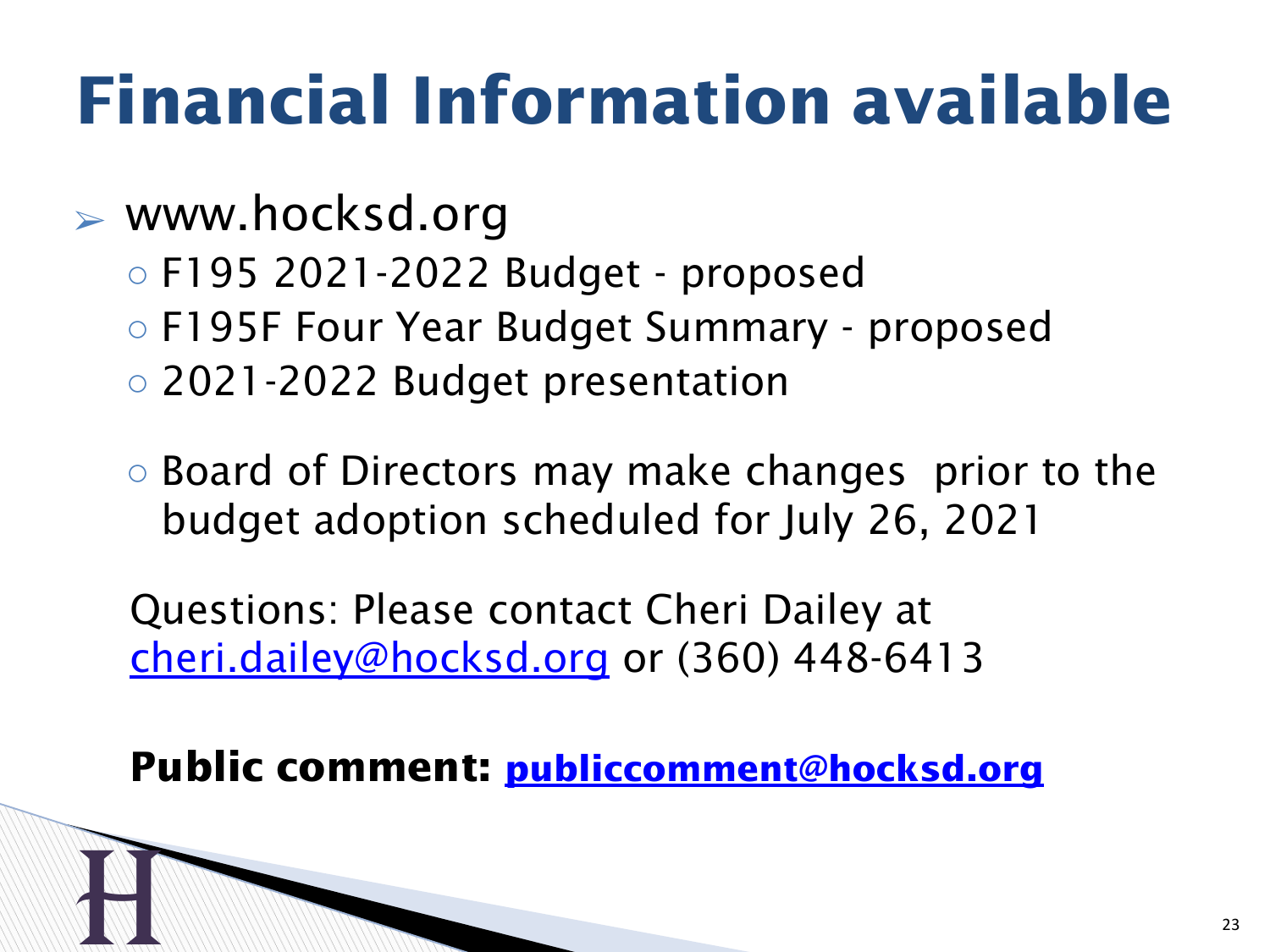# Financial Information available

- www.hocksd.org
  - F195 2021-2022 Budget - proposed
  - F195F Four Year Budget Summary - proposed
  - 2021-2022 Budget presentation

  - Board of Directors may make changes prior to the budget adoption scheduled for July 26, 2021

Questions: Please contact Cheri Dailey at cheri.dailey@hocksd.org or (360) 448-6413

**Public comment: publiccomment@hocksd.org**